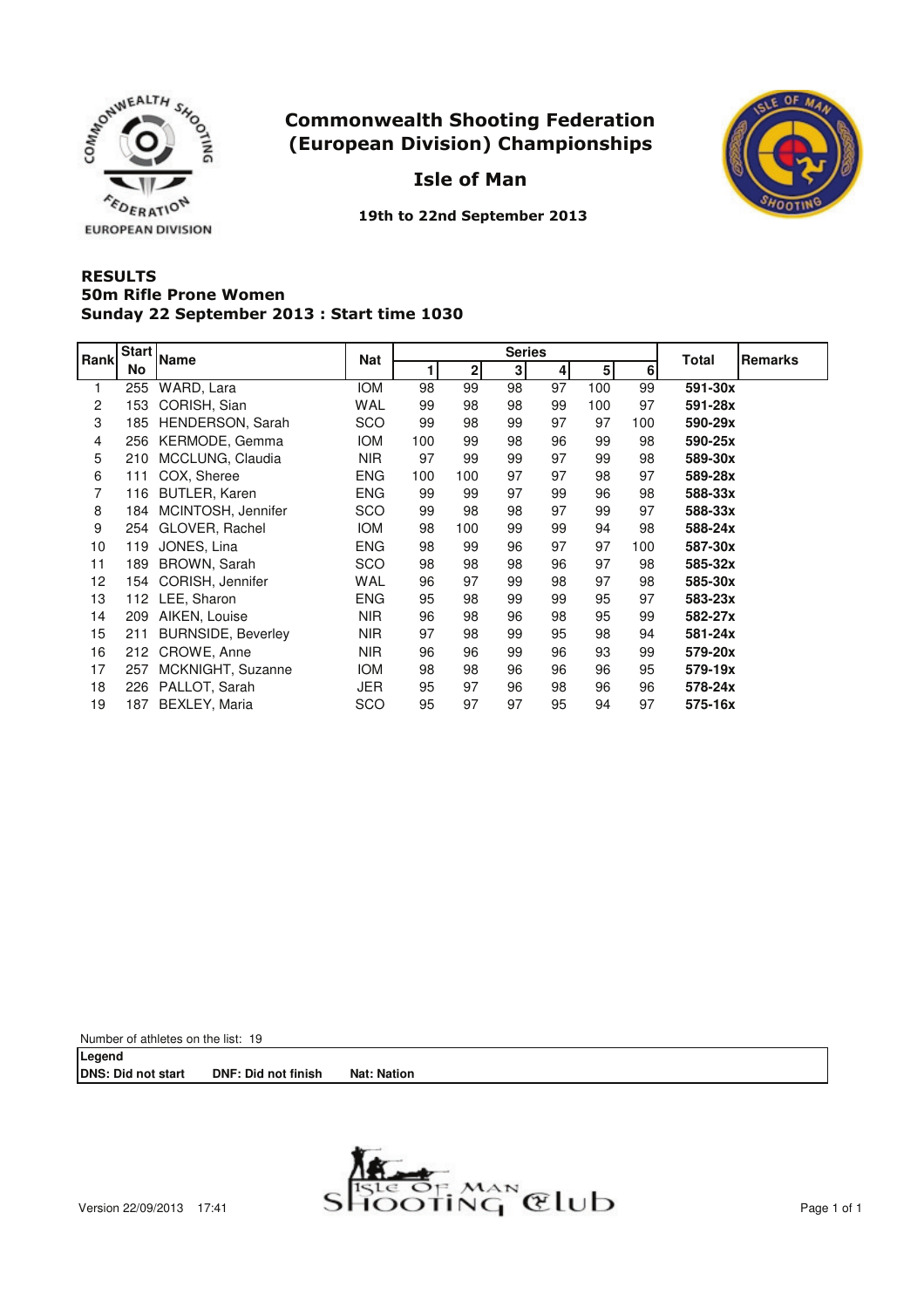# Commonwealth Shooting Federation (European Division) Championships

## Isle of Man

**19th to 22nd September 2013**

### RESULTS
### 50m Rifle Prone Women
### Sunday 22 September 2013 : Start time 1030

| Rank | Start No | Name | Nat | Series 1 | 2 | 3 | 4 | 5 | 6 | Total | Remarks |
|---|---|---|---|---|---|---|---|---|---|---|---|
| 1 | 255 | WARD, Lara | IOM | 98 | 99 | 98 | 97 | 100 | 99 | **591-30x** | |
| 2 | 153 | CORISH, Sian | WAL | 99 | 98 | 98 | 99 | 100 | 97 | **591-28x** | |
| 3 | 185 | HENDERSON, Sarah | SCO | 99 | 98 | 99 | 97 | 97 | 100 | **590-29x** | |
| 4 | 256 | KERMODE, Gemma | IOM | 100 | 99 | 98 | 96 | 99 | 98 | **590-25x** | |
| 5 | 210 | MCCLUNG, Claudia | NIR | 97 | 99 | 99 | 97 | 99 | 98 | **589-30x** | |
| 6 | 111 | COX, Sheree | ENG | 100 | 100 | 97 | 97 | 98 | 97 | **589-28x** | |
| 7 | 116 | BUTLER, Karen | ENG | 99 | 99 | 97 | 99 | 96 | 98 | **588-33x** | |
| 8 | 184 | MCINTOSH, Jennifer | SCO | 99 | 98 | 98 | 97 | 99 | 97 | **588-33x** | |
| 9 | 254 | GLOVER, Rachel | IOM | 98 | 100 | 99 | 99 | 94 | 98 | **588-24x** | |
| 10 | 119 | JONES, Lina | ENG | 98 | 99 | 96 | 97 | 97 | 100 | **587-30x** | |
| 11 | 189 | BROWN, Sarah | SCO | 98 | 98 | 98 | 96 | 97 | 98 | **585-32x** | |
| 12 | 154 | CORISH, Jennifer | WAL | 96 | 97 | 99 | 98 | 97 | 98 | **585-30x** | |
| 13 | 112 | LEE, Sharon | ENG | 95 | 98 | 99 | 99 | 95 | 97 | **583-23x** | |
| 14 | 209 | AIKEN, Louise | NIR | 96 | 98 | 96 | 98 | 95 | 99 | **582-27x** | |
| 15 | 211 | BURNSIDE, Beverley | NIR | 97 | 98 | 99 | 95 | 98 | 94 | **581-24x** | |
| 16 | 212 | CROWE, Anne | NIR | 96 | 96 | 99 | 96 | 93 | 99 | **579-20x** | |
| 17 | 257 | MCKNIGHT, Suzanne | IOM | 98 | 98 | 96 | 96 | 96 | 95 | **579-19x** | |
| 18 | 226 | PALLOT, Sarah | JER | 95 | 97 | 96 | 98 | 96 | 96 | **578-24x** | |
| 19 | 187 | BEXLEY, Maria | SCO | 95 | 97 | 97 | 95 | 94 | 97 | **575-16x** | |

Number of athletes on the list: 19

**Legend**
**DNS: Did not start** **DNF: Did not finish** **Nat: Nation**

Version 22/09/2013 17:41

ISLE OF MAN SHOOTING CLUB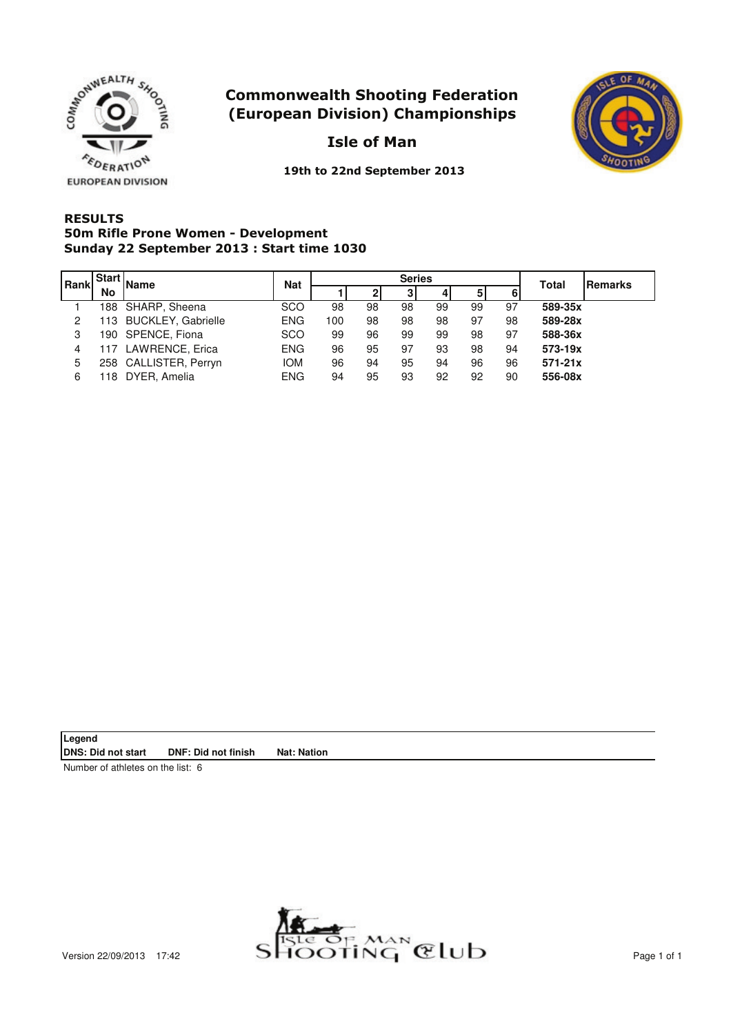# Commonwealth Shooting Federation (European Division) Championships

## Isle of Man

**19th to 22nd September 2013**

### RESULTS
### 50m Rifle Prone Women - Development
### Sunday 22 September 2013 : Start time 1030

| Rank | Start No | Name | Nat | Series 1 | 2 | 3 | 4 | 5 | 6 | Total | Remarks |
|---|---|---|---|---|---|---|---|---|---|---|---|
| 1 | 188 | SHARP, Sheena | SCO | 98 | 98 | 98 | 99 | 99 | 97 | **589-35x** | |
| 2 | 113 | BUCKLEY, Gabrielle | ENG | 100 | 98 | 98 | 98 | 97 | 98 | **589-28x** | |
| 3 | 190 | SPENCE, Fiona | SCO | 99 | 96 | 99 | 99 | 98 | 97 | **588-36x** | |
| 4 | 117 | LAWRENCE, Erica | ENG | 96 | 95 | 97 | 93 | 98 | 94 | **573-19x** | |
| 5 | 258 | CALLISTER, Perryn | IOM | 96 | 94 | 95 | 94 | 96 | 96 | **571-21x** | |
| 6 | 118 | DYER, Amelia | ENG | 94 | 95 | 93 | 92 | 92 | 90 | **556-08x** | |

**Legend**
**DNS: Did not start** **DNF: Did not finish** **Nat: Nation**

Number of athletes on the list: 6

Version 22/09/2013 17:42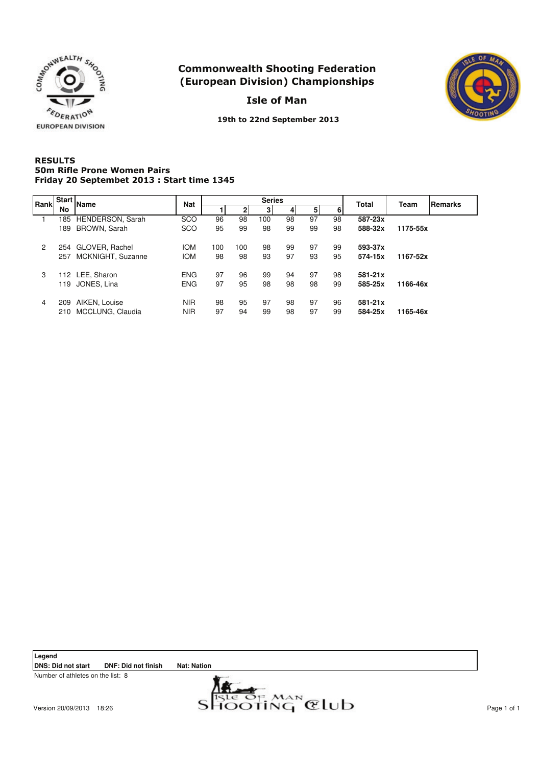# Commonwealth Shooting Federation (European Division) Championships

## Isle of Man

**19th to 22nd September 2013**

### RESULTS
### 50m Rifle Prone Women Pairs
### Friday 20 Septembet 2013 : Start time 1345

| Rank | Start No | Name | Nat | Series 1 | 2 | 3 | 4 | 5 | 6 | Total | Team | Remarks |
|---|---|---|---|---|---|---|---|---|---|---|---|---|
| 1 | 185 | HENDERSON, Sarah | SCO | 96 | 98 | 100 | 98 | 97 | 98 | **587-23x** | | |
| | 189 | BROWN, Sarah | SCO | 95 | 99 | 98 | 99 | 99 | 98 | **588-32x** | **1175-55x** | |
| 2 | 254 | GLOVER, Rachel | IOM | 100 | 100 | 98 | 99 | 97 | 99 | **593-37x** | | |
| | 257 | MCKNIGHT, Suzanne | IOM | 98 | 98 | 93 | 97 | 93 | 95 | **574-15x** | **1167-52x** | |
| 3 | 112 | LEE, Sharon | ENG | 97 | 96 | 99 | 94 | 97 | 98 | **581-21x** | | |
| | 119 | JONES, Lina | ENG | 97 | 95 | 98 | 98 | 98 | 99 | **585-25x** | **1166-46x** | |
| 4 | 209 | AIKEN, Louise | NIR | 98 | 95 | 97 | 98 | 97 | 96 | **581-21x** | | |
| | 210 | MCCLUNG, Claudia | NIR | 97 | 94 | 99 | 98 | 97 | 99 | **584-25x** | **1165-46x** | |

**Legend**
**DNS: Did not start** **DNF: Did not finish** **Nat: Nation**

Number of athletes on the list: 8

Version 20/09/2013 18:26

Isle of Man Shooting Club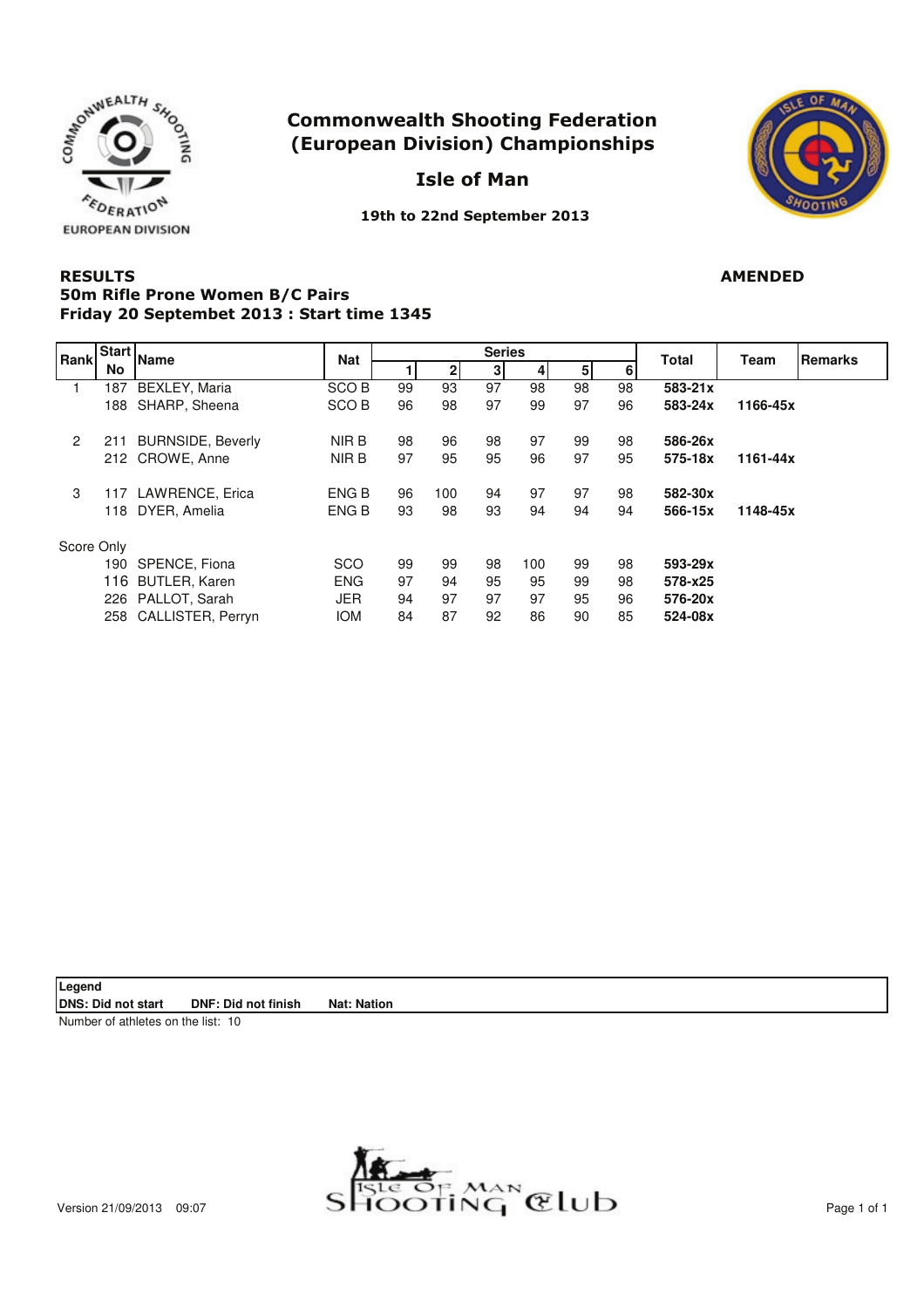# Commonwealth Shooting Federation (European Division) Championships

## Isle of Man

**19th to 22nd September 2013**

**RESULTS** **AMENDED**

**50m Rifle Prone Women B/C Pairs**

**Friday 20 Septembet 2013 : Start time 1345**

| Rank | Start No | Name | Nat | Series | | | | | | Total | Team | Remarks |
|---|---|---|---|---|---|---|---|---|---|---|---|---|
| | | | | 1 | 2 | 3 | 4 | 5 | 6 | | | |
| 1 | 187 | BEXLEY, Maria | SCO B | 99 | 93 | 97 | 98 | 98 | 98 | **583-21x** | | |
| | 188 | SHARP, Sheena | SCO B | 96 | 98 | 97 | 99 | 97 | 96 | **583-24x** | **1166-45x** | |
| 2 | 211 | BURNSIDE, Beverly | NIR B | 98 | 96 | 98 | 97 | 99 | 98 | **586-26x** | | |
| | 212 | CROWE, Anne | NIR B | 97 | 95 | 95 | 96 | 97 | 95 | **575-18x** | **1161-44x** | |
| 3 | 117 | LAWRENCE, Erica | ENG B | 96 | 100 | 94 | 97 | 97 | 98 | **582-30x** | | |
| | 118 | DYER, Amelia | ENG B | 93 | 98 | 93 | 94 | 94 | 94 | **566-15x** | **1148-45x** | |
| Score Only | | | | | | | | | | | | |
| | 190 | SPENCE, Fiona | SCO | 99 | 99 | 98 | 100 | 99 | 98 | **593-29x** | | |
| | 116 | BUTLER, Karen | ENG | 97 | 94 | 95 | 95 | 99 | 98 | **578-x25** | | |
| | 226 | PALLOT, Sarah | JER | 94 | 97 | 97 | 97 | 95 | 96 | **576-20x** | | |
| | 258 | CALLISTER, Perryn | IOM | 84 | 87 | 92 | 86 | 90 | 85 | **524-08x** | | |

**Legend**
**DNS: Did not start** **DNF: Did not finish** **Nat: Nation**

Number of athletes on the list: 10

Version 21/09/2013 09:07